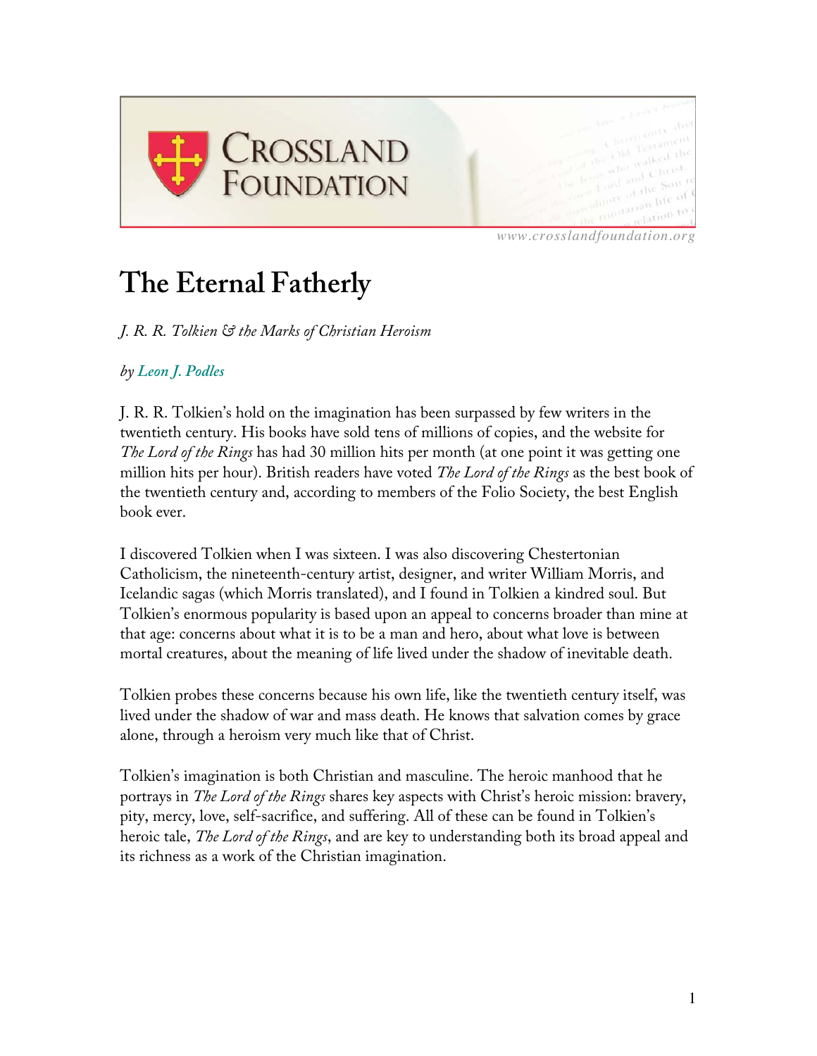CROSSLAND FOUNDATION

www.crosslandfoundation.org

# The Eternal Fatherly

*J. R. R. Tolkien & the Marks of Christian Heroism*

*by Leon J. Podles*

J. R. R. Tolkien's hold on the imagination has been surpassed by few writers in the twentieth century. His books have sold tens of millions of copies, and the website for *The Lord of the Rings* has had 30 million hits per month (at one point it was getting one million hits per hour). British readers have voted *The Lord of the Rings* as the best book of the twentieth century and, according to members of the Folio Society, the best English book ever.

I discovered Tolkien when I was sixteen. I was also discovering Chestertonian Catholicism, the nineteenth-century artist, designer, and writer William Morris, and Icelandic sagas (which Morris translated), and I found in Tolkien a kindred soul. But Tolkien's enormous popularity is based upon an appeal to concerns broader than mine at that age: concerns about what it is to be a man and hero, about what love is between mortal creatures, about the meaning of life lived under the shadow of inevitable death.

Tolkien probes these concerns because his own life, like the twentieth century itself, was lived under the shadow of war and mass death. He knows that salvation comes by grace alone, through a heroism very much like that of Christ.

Tolkien's imagination is both Christian and masculine. The heroic manhood that he portrays in *The Lord of the Rings* shares key aspects with Christ's heroic mission: bravery, pity, mercy, love, self-sacrifice, and suffering. All of these can be found in Tolkien's heroic tale, *The Lord of the Rings*, and are key to understanding both its broad appeal and its richness as a work of the Christian imagination.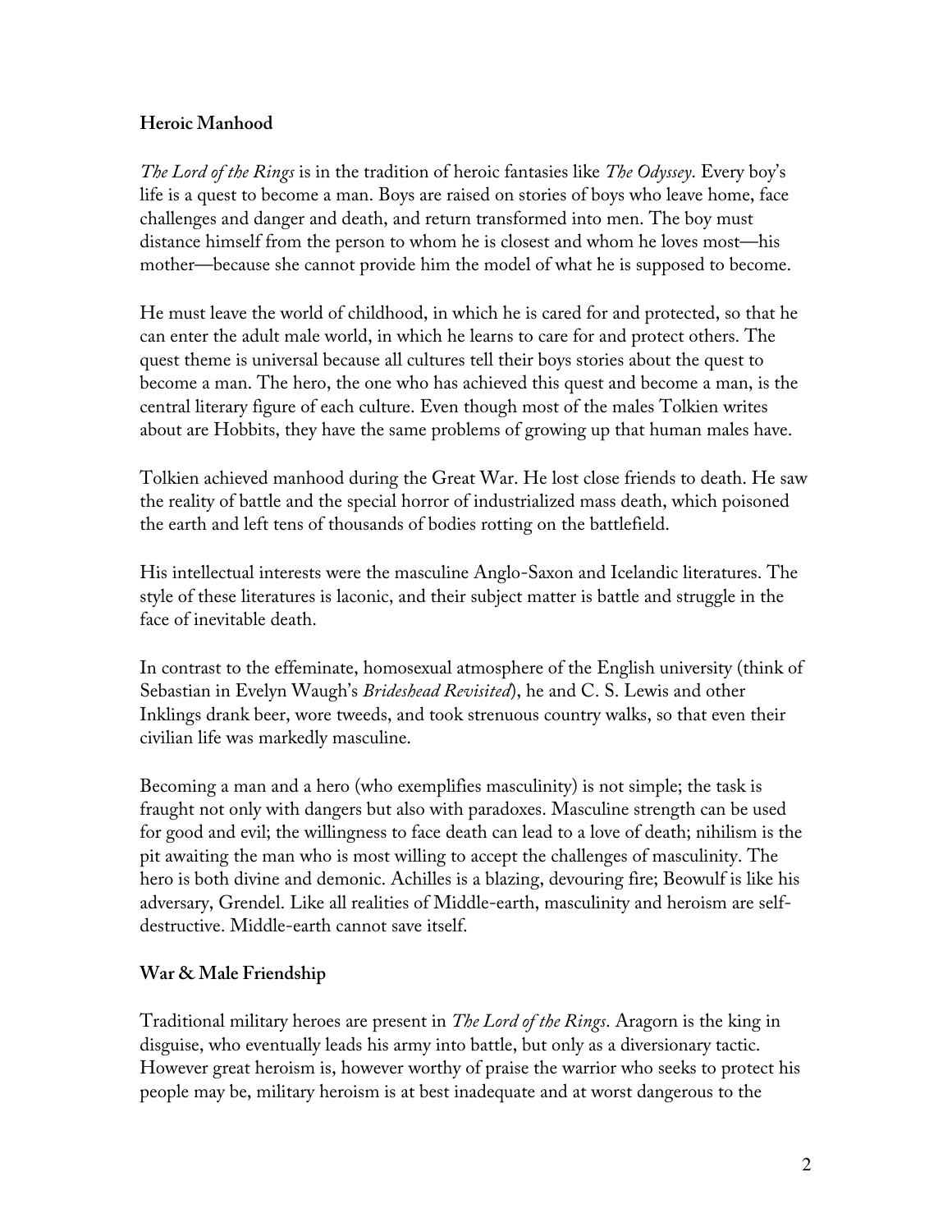## Heroic Manhood

*The Lord of the Rings* is in the tradition of heroic fantasies like *The Odyssey*. Every boy's life is a quest to become a man. Boys are raised on stories of boys who leave home, face challenges and danger and death, and return transformed into men. The boy must distance himself from the person to whom he is closest and whom he loves most—his mother—because she cannot provide him the model of what he is supposed to become.

He must leave the world of childhood, in which he is cared for and protected, so that he can enter the adult male world, in which he learns to care for and protect others. The quest theme is universal because all cultures tell their boys stories about the quest to become a man. The hero, the one who has achieved this quest and become a man, is the central literary figure of each culture. Even though most of the males Tolkien writes about are Hobbits, they have the same problems of growing up that human males have.

Tolkien achieved manhood during the Great War. He lost close friends to death. He saw the reality of battle and the special horror of industrialized mass death, which poisoned the earth and left tens of thousands of bodies rotting on the battlefield.

His intellectual interests were the masculine Anglo-Saxon and Icelandic literatures. The style of these literatures is laconic, and their subject matter is battle and struggle in the face of inevitable death.

In contrast to the effeminate, homosexual atmosphere of the English university (think of Sebastian in Evelyn Waugh's *Brideshead Revisited*), he and C. S. Lewis and other Inklings drank beer, wore tweeds, and took strenuous country walks, so that even their civilian life was markedly masculine.

Becoming a man and a hero (who exemplifies masculinity) is not simple; the task is fraught not only with dangers but also with paradoxes. Masculine strength can be used for good and evil; the willingness to face death can lead to a love of death; nihilism is the pit awaiting the man who is most willing to accept the challenges of masculinity. The hero is both divine and demonic. Achilles is a blazing, devouring fire; Beowulf is like his adversary, Grendel. Like all realities of Middle-earth, masculinity and heroism are self-destructive. Middle-earth cannot save itself.

## War & Male Friendship

Traditional military heroes are present in *The Lord of the Rings*. Aragorn is the king in disguise, who eventually leads his army into battle, but only as a diversionary tactic. However great heroism is, however worthy of praise the warrior who seeks to protect his people may be, military heroism is at best inadequate and at worst dangerous to the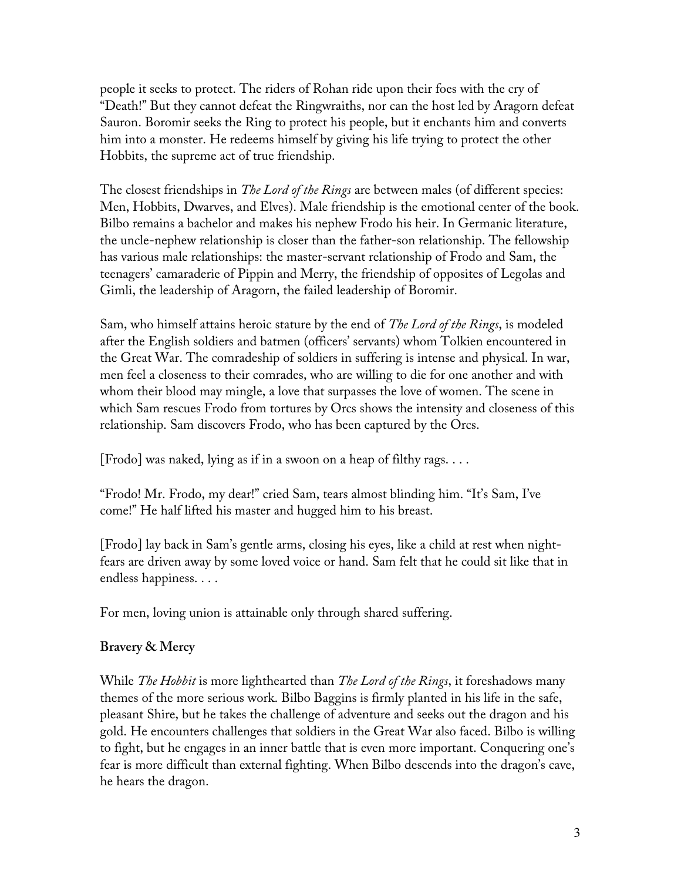people it seeks to protect. The riders of Rohan ride upon their foes with the cry of "Death!" But they cannot defeat the Ringwraiths, nor can the host led by Aragorn defeat Sauron. Boromir seeks the Ring to protect his people, but it enchants him and converts him into a monster. He redeems himself by giving his life trying to protect the other Hobbits, the supreme act of true friendship.

The closest friendships in *The Lord of the Rings* are between males (of different species: Men, Hobbits, Dwarves, and Elves). Male friendship is the emotional center of the book. Bilbo remains a bachelor and makes his nephew Frodo his heir. In Germanic literature, the uncle-nephew relationship is closer than the father-son relationship. The fellowship has various male relationships: the master-servant relationship of Frodo and Sam, the teenagers' camaraderie of Pippin and Merry, the friendship of opposites of Legolas and Gimli, the leadership of Aragorn, the failed leadership of Boromir.

Sam, who himself attains heroic stature by the end of *The Lord of the Rings*, is modeled after the English soldiers and batmen (officers' servants) whom Tolkien encountered in the Great War. The comradeship of soldiers in suffering is intense and physical. In war, men feel a closeness to their comrades, who are willing to die for one another and with whom their blood may mingle, a love that surpasses the love of women. The scene in which Sam rescues Frodo from tortures by Orcs shows the intensity and closeness of this relationship. Sam discovers Frodo, who has been captured by the Orcs.

[Frodo] was naked, lying as if in a swoon on a heap of filthy rags. . . .

"Frodo! Mr. Frodo, my dear!" cried Sam, tears almost blinding him. "It's Sam, I've come!" He half lifted his master and hugged him to his breast.

[Frodo] lay back in Sam's gentle arms, closing his eyes, like a child at rest when night-fears are driven away by some loved voice or hand. Sam felt that he could sit like that in endless happiness. . . .

For men, loving union is attainable only through shared suffering.

**Bravery & Mercy**

While *The Hobbit* is more lighthearted than *The Lord of the Rings*, it foreshadows many themes of the more serious work. Bilbo Baggins is firmly planted in his life in the safe, pleasant Shire, but he takes the challenge of adventure and seeks out the dragon and his gold. He encounters challenges that soldiers in the Great War also faced. Bilbo is willing to fight, but he engages in an inner battle that is even more important. Conquering one's fear is more difficult than external fighting. When Bilbo descends into the dragon's cave, he hears the dragon.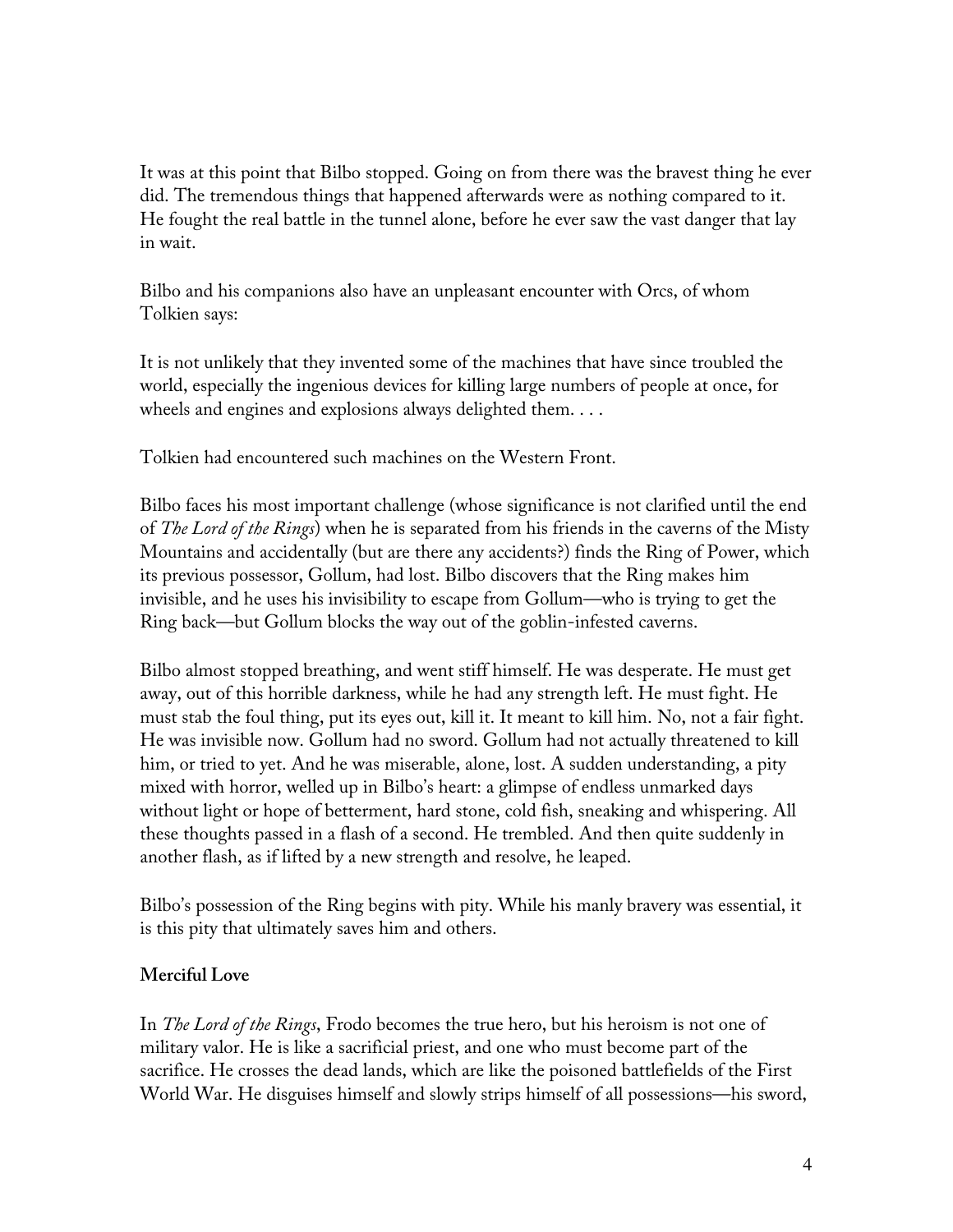It was at this point that Bilbo stopped. Going on from there was the bravest thing he ever did. The tremendous things that happened afterwards were as nothing compared to it. He fought the real battle in the tunnel alone, before he ever saw the vast danger that lay in wait.

Bilbo and his companions also have an unpleasant encounter with Orcs, of whom Tolkien says:

It is not unlikely that they invented some of the machines that have since troubled the world, especially the ingenious devices for killing large numbers of people at once, for wheels and engines and explosions always delighted them. . . .

Tolkien had encountered such machines on the Western Front.

Bilbo faces his most important challenge (whose significance is not clarified until the end of *The Lord of the Rings*) when he is separated from his friends in the caverns of the Misty Mountains and accidentally (but are there any accidents?) finds the Ring of Power, which its previous possessor, Gollum, had lost. Bilbo discovers that the Ring makes him invisible, and he uses his invisibility to escape from Gollum—who is trying to get the Ring back—but Gollum blocks the way out of the goblin-infested caverns.

Bilbo almost stopped breathing, and went stiff himself. He was desperate. He must get away, out of this horrible darkness, while he had any strength left. He must fight. He must stab the foul thing, put its eyes out, kill it. It meant to kill him. No, not a fair fight. He was invisible now. Gollum had no sword. Gollum had not actually threatened to kill him, or tried to yet. And he was miserable, alone, lost. A sudden understanding, a pity mixed with horror, welled up in Bilbo's heart: a glimpse of endless unmarked days without light or hope of betterment, hard stone, cold fish, sneaking and whispering. All these thoughts passed in a flash of a second. He trembled. And then quite suddenly in another flash, as if lifted by a new strength and resolve, he leaped.

Bilbo's possession of the Ring begins with pity. While his manly bravery was essential, it is this pity that ultimately saves him and others.

**Merciful Love**

In *The Lord of the Rings*, Frodo becomes the true hero, but his heroism is not one of military valor. He is like a sacrificial priest, and one who must become part of the sacrifice. He crosses the dead lands, which are like the poisoned battlefields of the First World War. He disguises himself and slowly strips himself of all possessions—his sword,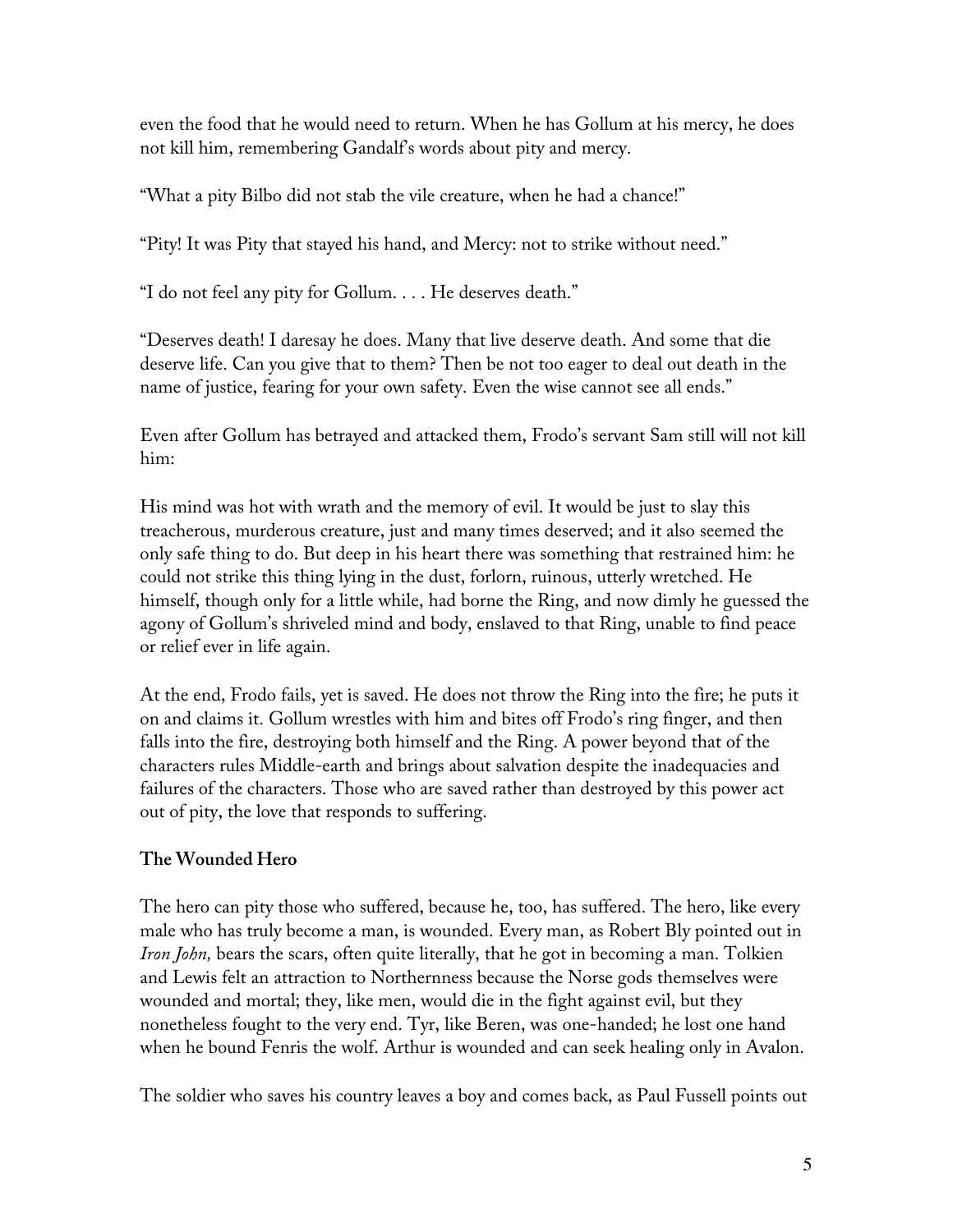even the food that he would need to return. When he has Gollum at his mercy, he does not kill him, remembering Gandalf's words about pity and mercy.

"What a pity Bilbo did not stab the vile creature, when he had a chance!"

"Pity! It was Pity that stayed his hand, and Mercy: not to strike without need."

"I do not feel any pity for Gollum. . . . He deserves death."

"Deserves death! I daresay he does. Many that live deserve death. And some that die deserve life. Can you give that to them? Then be not too eager to deal out death in the name of justice, fearing for your own safety. Even the wise cannot see all ends."

Even after Gollum has betrayed and attacked them, Frodo's servant Sam still will not kill him:

His mind was hot with wrath and the memory of evil. It would be just to slay this treacherous, murderous creature, just and many times deserved; and it also seemed the only safe thing to do. But deep in his heart there was something that restrained him: he could not strike this thing lying in the dust, forlorn, ruinous, utterly wretched. He himself, though only for a little while, had borne the Ring, and now dimly he guessed the agony of Gollum's shriveled mind and body, enslaved to that Ring, unable to find peace or relief ever in life again.

At the end, Frodo fails, yet is saved. He does not throw the Ring into the fire; he puts it on and claims it. Gollum wrestles with him and bites off Frodo's ring finger, and then falls into the fire, destroying both himself and the Ring. A power beyond that of the characters rules Middle-earth and brings about salvation despite the inadequacies and failures of the characters. Those who are saved rather than destroyed by this power act out of pity, the love that responds to suffering.

### The Wounded Hero

The hero can pity those who suffered, because he, too, has suffered. The hero, like every male who has truly become a man, is wounded. Every man, as Robert Bly pointed out in *Iron John,* bears the scars, often quite literally, that he got in becoming a man. Tolkien and Lewis felt an attraction to Northernness because the Norse gods themselves were wounded and mortal; they, like men, would die in the fight against evil, but they nonetheless fought to the very end. Tyr, like Beren, was one-handed; he lost one hand when he bound Fenris the wolf. Arthur is wounded and can seek healing only in Avalon.

The soldier who saves his country leaves a boy and comes back, as Paul Fussell points out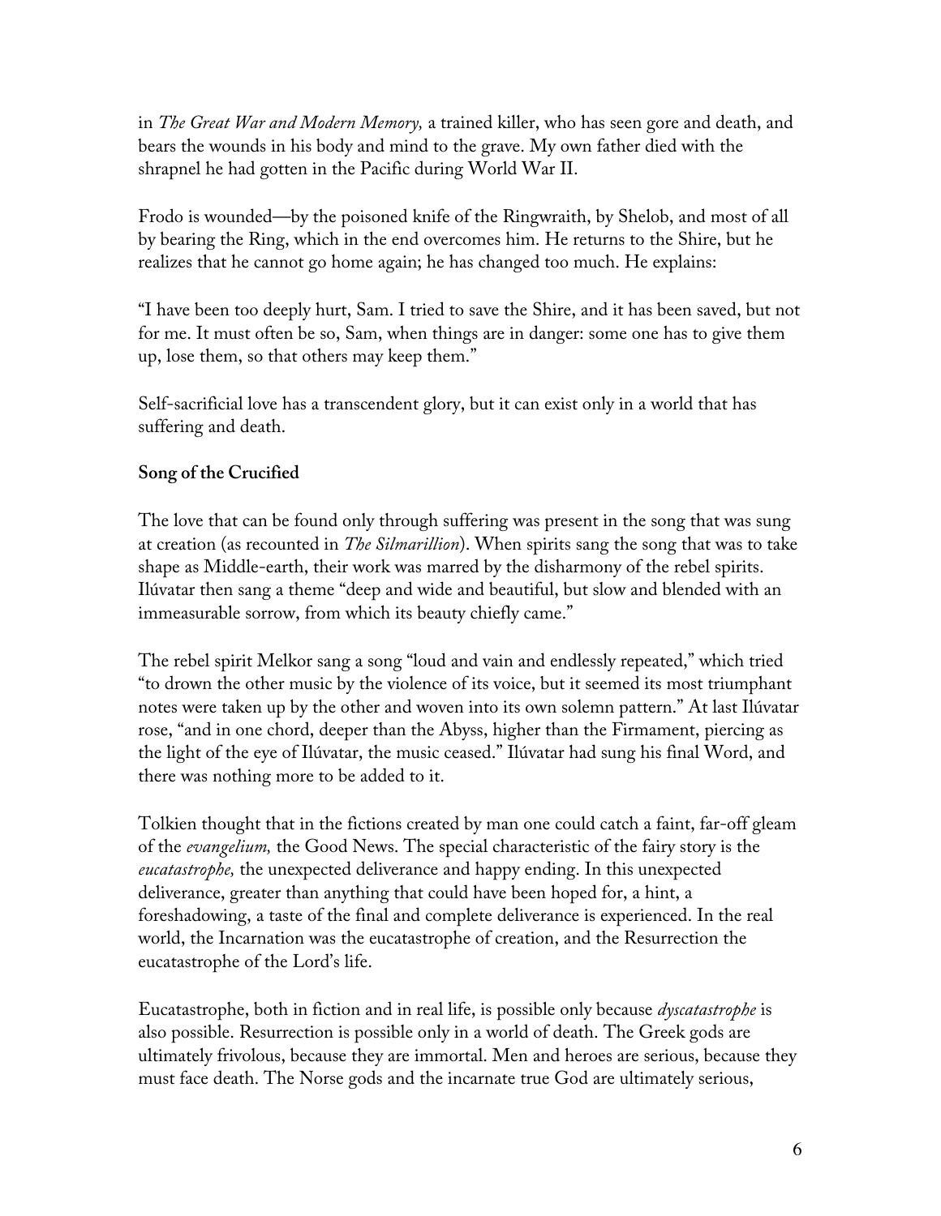in *The Great War and Modern Memory,* a trained killer, who has seen gore and death, and bears the wounds in his body and mind to the grave. My own father died with the shrapnel he had gotten in the Pacific during World War II.

Frodo is wounded—by the poisoned knife of the Ringwraith, by Shelob, and most of all by bearing the Ring, which in the end overcomes him. He returns to the Shire, but he realizes that he cannot go home again; he has changed too much. He explains:

"I have been too deeply hurt, Sam. I tried to save the Shire, and it has been saved, but not for me. It must often be so, Sam, when things are in danger: some one has to give them up, lose them, so that others may keep them."

Self-sacrificial love has a transcendent glory, but it can exist only in a world that has suffering and death.

**Song of the Crucified**

The love that can be found only through suffering was present in the song that was sung at creation (as recounted in *The Silmarillion*). When spirits sang the song that was to take shape as Middle-earth, their work was marred by the disharmony of the rebel spirits. Ilúvatar then sang a theme "deep and wide and beautiful, but slow and blended with an immeasurable sorrow, from which its beauty chiefly came."

The rebel spirit Melkor sang a song "loud and vain and endlessly repeated," which tried "to drown the other music by the violence of its voice, but it seemed its most triumphant notes were taken up by the other and woven into its own solemn pattern." At last Ilúvatar rose, "and in one chord, deeper than the Abyss, higher than the Firmament, piercing as the light of the eye of Ilúvatar, the music ceased." Ilúvatar had sung his final Word, and there was nothing more to be added to it.

Tolkien thought that in the fictions created by man one could catch a faint, far-off gleam of the *evangelium,* the Good News. The special characteristic of the fairy story is the *eucatastrophe,* the unexpected deliverance and happy ending. In this unexpected deliverance, greater than anything that could have been hoped for, a hint, a foreshadowing, a taste of the final and complete deliverance is experienced. In the real world, the Incarnation was the eucatastrophe of creation, and the Resurrection the eucatastrophe of the Lord's life.

Eucatastrophe, both in fiction and in real life, is possible only because *dyscatastrophe* is also possible. Resurrection is possible only in a world of death. The Greek gods are ultimately frivolous, because they are immortal. Men and heroes are serious, because they must face death. The Norse gods and the incarnate true God are ultimately serious,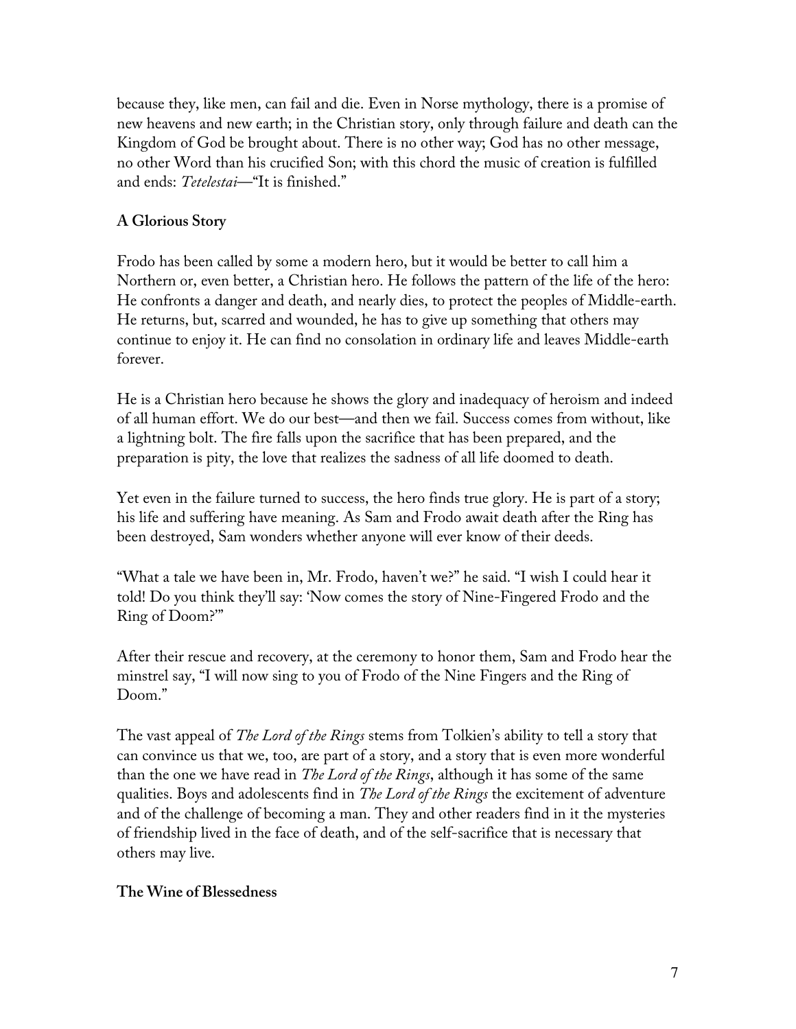because they, like men, can fail and die. Even in Norse mythology, there is a promise of new heavens and new earth; in the Christian story, only through failure and death can the Kingdom of God be brought about. There is no other way; God has no other message, no other Word than his crucified Son; with this chord the music of creation is fulfilled and ends: *Tetelestai*—"It is finished."

**A Glorious Story**

Frodo has been called by some a modern hero, but it would be better to call him a Northern or, even better, a Christian hero. He follows the pattern of the life of the hero: He confronts a danger and death, and nearly dies, to protect the peoples of Middle-earth. He returns, but, scarred and wounded, he has to give up something that others may continue to enjoy it. He can find no consolation in ordinary life and leaves Middle-earth forever.

He is a Christian hero because he shows the glory and inadequacy of heroism and indeed of all human effort. We do our best—and then we fail. Success comes from without, like a lightning bolt. The fire falls upon the sacrifice that has been prepared, and the preparation is pity, the love that realizes the sadness of all life doomed to death.

Yet even in the failure turned to success, the hero finds true glory. He is part of a story; his life and suffering have meaning. As Sam and Frodo await death after the Ring has been destroyed, Sam wonders whether anyone will ever know of their deeds.

"What a tale we have been in, Mr. Frodo, haven't we?" he said. "I wish I could hear it told! Do you think they'll say: 'Now comes the story of Nine-Fingered Frodo and the Ring of Doom?'"

After their rescue and recovery, at the ceremony to honor them, Sam and Frodo hear the minstrel say, "I will now sing to you of Frodo of the Nine Fingers and the Ring of Doom."

The vast appeal of *The Lord of the Rings* stems from Tolkien's ability to tell a story that can convince us that we, too, are part of a story, and a story that is even more wonderful than the one we have read in *The Lord of the Rings*, although it has some of the same qualities. Boys and adolescents find in *The Lord of the Rings* the excitement of adventure and of the challenge of becoming a man. They and other readers find in it the mysteries of friendship lived in the face of death, and of the self-sacrifice that is necessary that others may live.

**The Wine of Blessedness**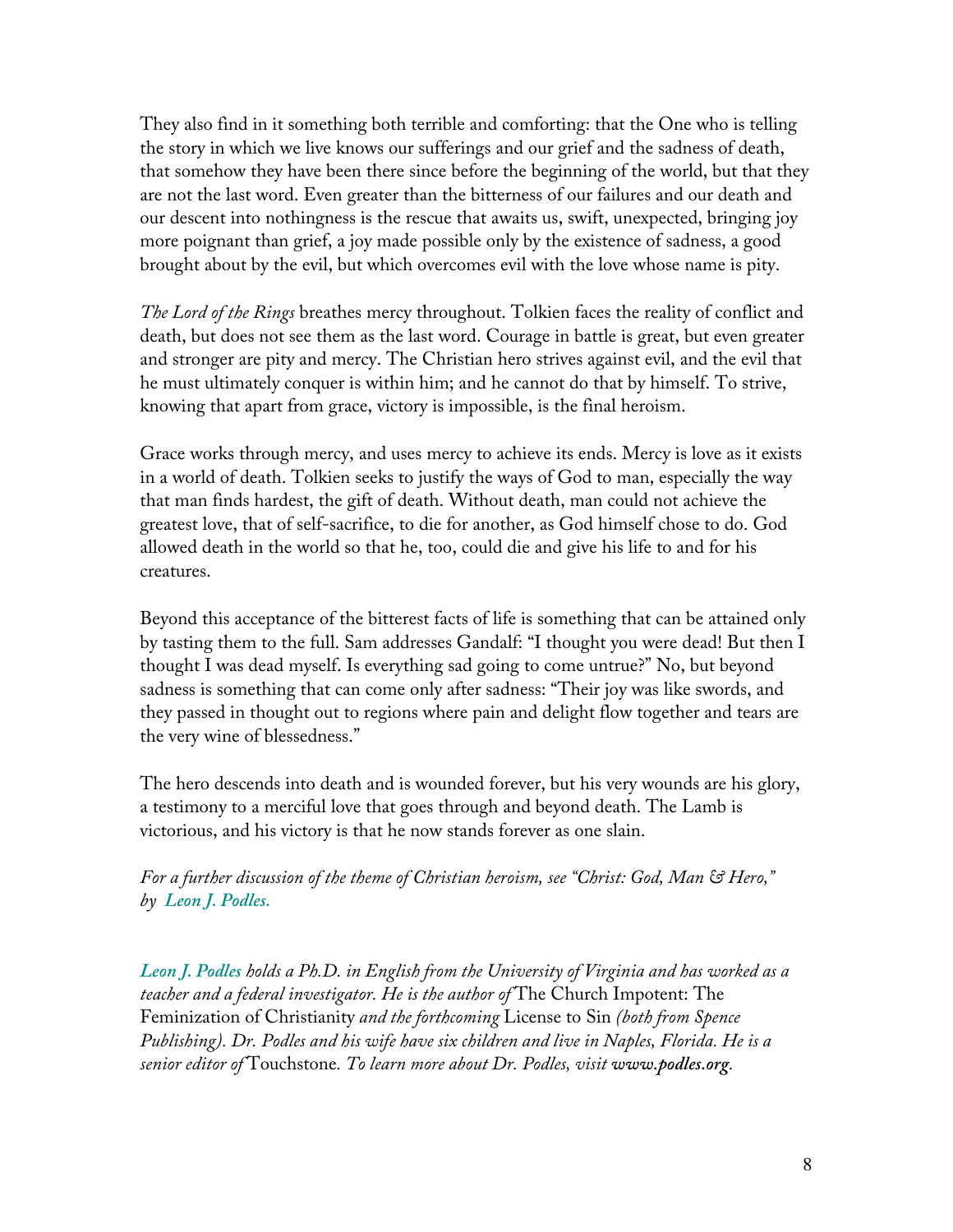They also find in it something both terrible and comforting: that the One who is telling the story in which we live knows our sufferings and our grief and the sadness of death, that somehow they have been there since before the beginning of the world, but that they are not the last word. Even greater than the bitterness of our failures and our death and our descent into nothingness is the rescue that awaits us, swift, unexpected, bringing joy more poignant than grief, a joy made possible only by the existence of sadness, a good brought about by the evil, but which overcomes evil with the love whose name is pity.

*The Lord of the Rings* breathes mercy throughout. Tolkien faces the reality of conflict and death, but does not see them as the last word. Courage in battle is great, but even greater and stronger are pity and mercy. The Christian hero strives against evil, and the evil that he must ultimately conquer is within him; and he cannot do that by himself. To strive, knowing that apart from grace, victory is impossible, is the final heroism.

Grace works through mercy, and uses mercy to achieve its ends. Mercy is love as it exists in a world of death. Tolkien seeks to justify the ways of God to man, especially the way that man finds hardest, the gift of death. Without death, man could not achieve the greatest love, that of self-sacrifice, to die for another, as God himself chose to do. God allowed death in the world so that he, too, could die and give his life to and for his creatures.

Beyond this acceptance of the bitterest facts of life is something that can be attained only by tasting them to the full. Sam addresses Gandalf: "I thought you were dead! But then I thought I was dead myself. Is everything sad going to come untrue?" No, but beyond sadness is something that can come only after sadness: "Their joy was like swords, and they passed in thought out to regions where pain and delight flow together and tears are the very wine of blessedness."

The hero descends into death and is wounded forever, but his very wounds are his glory, a testimony to a merciful love that goes through and beyond death. The Lamb is victorious, and his victory is that he now stands forever as one slain.

*For a further discussion of the theme of Christian heroism, see "Christ: God, Man & Hero," by Leon J. Podles.*

*Leon J. Podles holds a Ph.D. in English from the University of Virginia and has worked as a teacher and a federal investigator. He is the author of* The Church Impotent: The Feminization of Christianity *and the forthcoming* License to Sin *(both from Spence Publishing). Dr. Podles and his wife have six children and live in Naples, Florida. He is a senior editor of* Touchstone*. To learn more about Dr. Podles, visit* ***www.podles.org****.*